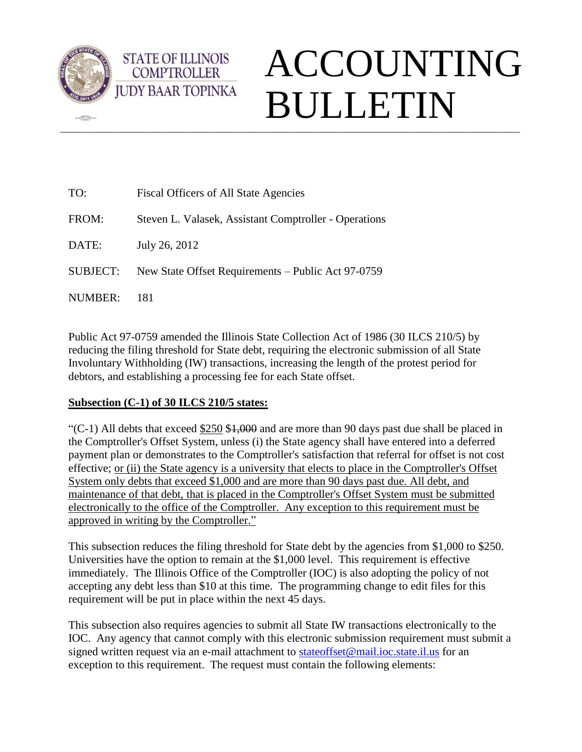STATE OF ILLINOIS
COMPTROLLER
JUDY BAAR TOPINKA

# ACCOUNTING BULLETIN

TO: Fiscal Officers of All State Agencies

FROM: Steven L. Valasek, Assistant Comptroller - Operations

DATE: July 26, 2012

SUBJECT: New State Offset Requirements – Public Act 97-0759

NUMBER: 181

Public Act 97-0759 amended the Illinois State Collection Act of 1986 (30 ILCS 210/5) by reducing the filing threshold for State debt, requiring the electronic submission of all State Involuntary Withholding (IW) transactions, increasing the length of the protest period for debtors, and establishing a processing fee for each State offset.

**<u>Subsection (C-1) of 30 ILCS 210/5 states:</u>**

"(C-1) All debts that exceed <u>$250</u> ~~$1,000~~ and are more than 90 days past due shall be placed in the Comptroller's Offset System, unless (i) the State agency shall have entered into a deferred payment plan or demonstrates to the Comptroller's satisfaction that referral for offset is not cost effective; <u>or (ii) the State agency is a university that elects to place in the Comptroller's Offset System only debts that exceed $1,000 and are more than 90 days past due. All debt, and maintenance of that debt, that is placed in the Comptroller's Offset System must be submitted electronically to the office of the Comptroller. Any exception to this requirement must be approved in writing by the Comptroller.</u>"

This subsection reduces the filing threshold for State debt by the agencies from $1,000 to $250. Universities have the option to remain at the $1,000 level. This requirement is effective immediately. The Illinois Office of the Comptroller (IOC) is also adopting the policy of not accepting any debt less than $10 at this time. The programming change to edit files for this requirement will be put in place within the next 45 days.

This subsection also requires agencies to submit all State IW transactions electronically to the IOC. Any agency that cannot comply with this electronic submission requirement must submit a signed written request via an e-mail attachment to stateoffset@mail.ioc.state.il.us for an exception to this requirement. The request must contain the following elements: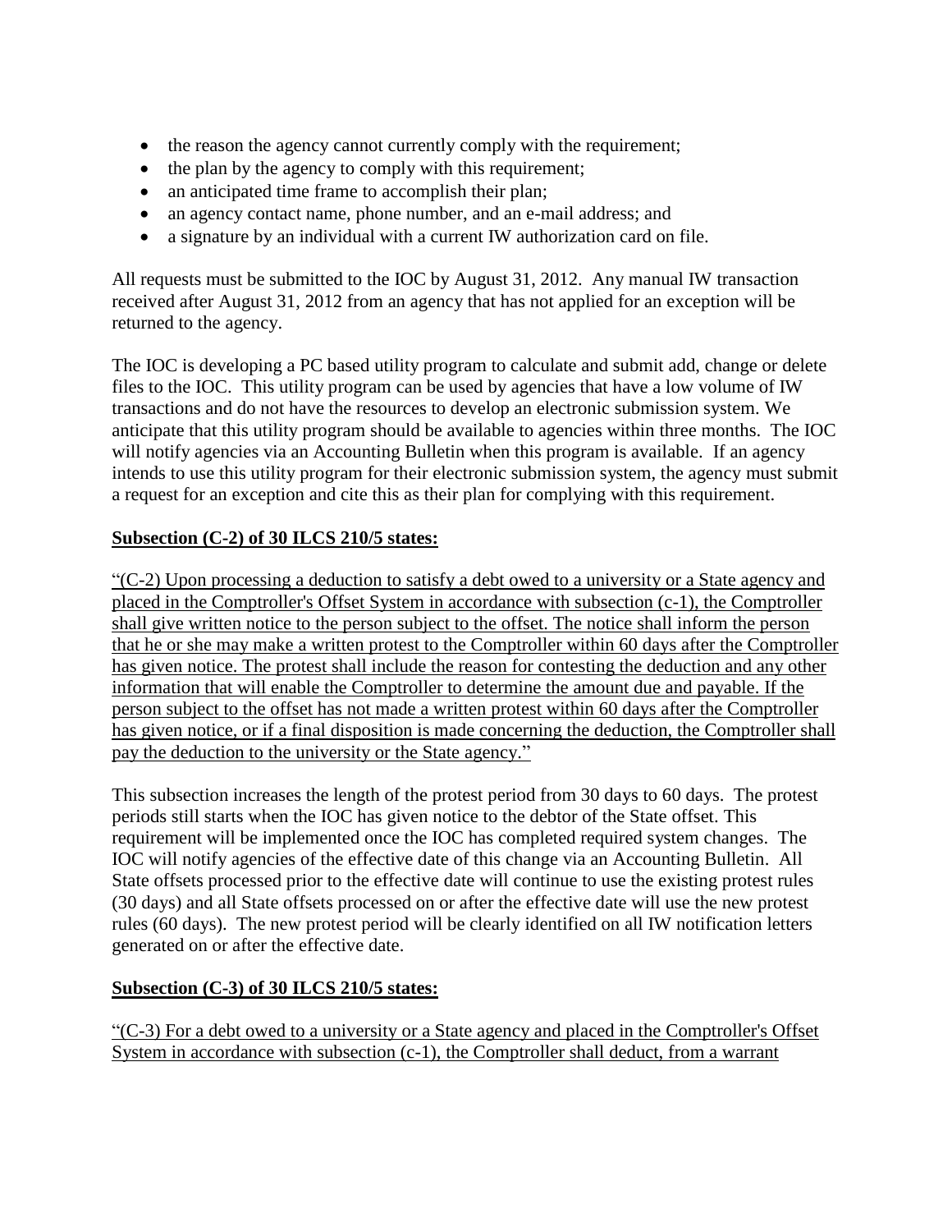- the reason the agency cannot currently comply with the requirement;
- the plan by the agency to comply with this requirement;
- an anticipated time frame to accomplish their plan;
- an agency contact name, phone number, and an e-mail address; and
- a signature by an individual with a current IW authorization card on file.

All requests must be submitted to the IOC by August 31, 2012. Any manual IW transaction received after August 31, 2012 from an agency that has not applied for an exception will be returned to the agency.

The IOC is developing a PC based utility program to calculate and submit add, change or delete files to the IOC. This utility program can be used by agencies that have a low volume of IW transactions and do not have the resources to develop an electronic submission system. We anticipate that this utility program should be available to agencies within three months. The IOC will notify agencies via an Accounting Bulletin when this program is available. If an agency intends to use this utility program for their electronic submission system, the agency must submit a request for an exception and cite this as their plan for complying with this requirement.

**Subsection (C-2) of 30 ILCS 210/5 states:**

"(C-2) Upon processing a deduction to satisfy a debt owed to a university or a State agency and placed in the Comptroller's Offset System in accordance with subsection (c-1), the Comptroller shall give written notice to the person subject to the offset. The notice shall inform the person that he or she may make a written protest to the Comptroller within 60 days after the Comptroller has given notice. The protest shall include the reason for contesting the deduction and any other information that will enable the Comptroller to determine the amount due and payable. If the person subject to the offset has not made a written protest within 60 days after the Comptroller has given notice, or if a final disposition is made concerning the deduction, the Comptroller shall pay the deduction to the university or the State agency."

This subsection increases the length of the protest period from 30 days to 60 days. The protest periods still starts when the IOC has given notice to the debtor of the State offset. This requirement will be implemented once the IOC has completed required system changes. The IOC will notify agencies of the effective date of this change via an Accounting Bulletin. All State offsets processed prior to the effective date will continue to use the existing protest rules (30 days) and all State offsets processed on or after the effective date will use the new protest rules (60 days). The new protest period will be clearly identified on all IW notification letters generated on or after the effective date.

**Subsection (C-3) of 30 ILCS 210/5 states:**

"(C-3) For a debt owed to a university or a State agency and placed in the Comptroller's Offset System in accordance with subsection (c-1), the Comptroller shall deduct, from a warrant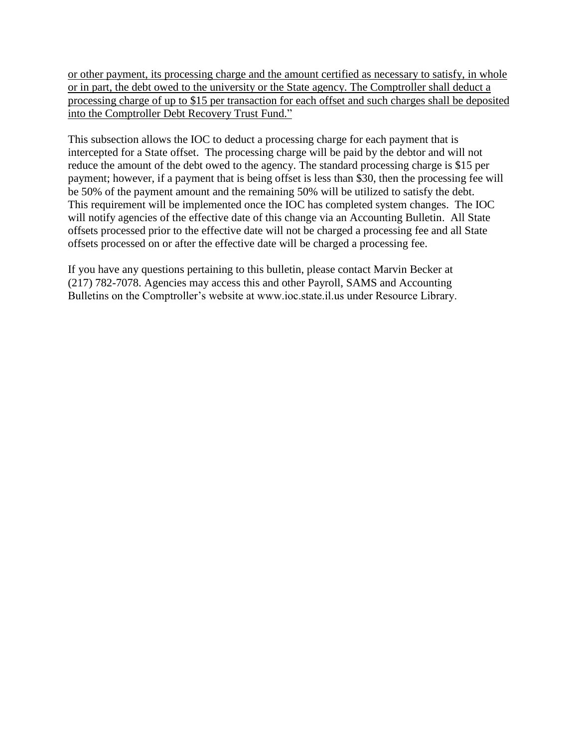<u>or other payment, its processing charge and the amount certified as necessary to satisfy, in whole or in part, the debt owed to the university or the State agency. The Comptroller shall deduct a processing charge of up to $15 per transaction for each offset and such charges shall be deposited into the Comptroller Debt Recovery Trust Fund."</u>

This subsection allows the IOC to deduct a processing charge for each payment that is intercepted for a State offset. The processing charge will be paid by the debtor and will not reduce the amount of the debt owed to the agency. The standard processing charge is $15 per payment; however, if a payment that is being offset is less than $30, then the processing fee will be 50% of the payment amount and the remaining 50% will be utilized to satisfy the debt. This requirement will be implemented once the IOC has completed system changes. The IOC will notify agencies of the effective date of this change via an Accounting Bulletin. All State offsets processed prior to the effective date will not be charged a processing fee and all State offsets processed on or after the effective date will be charged a processing fee.

If you have any questions pertaining to this bulletin, please contact Marvin Becker at (217) 782-7078. Agencies may access this and other Payroll, SAMS and Accounting Bulletins on the Comptroller's website at www.ioc.state.il.us under Resource Library.